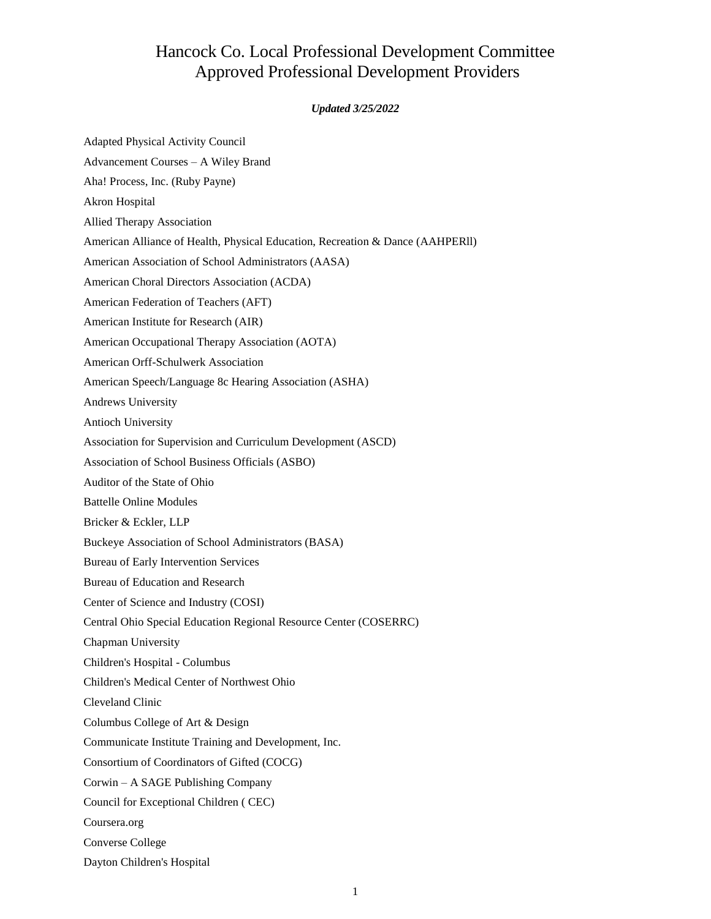# Hancock Co. Local Professional Development Committee
# Approved Professional Development Providers

***Updated 3/25/2022***

Adapted Physical Activity Council

Advancement Courses – A Wiley Brand

Aha! Process, Inc. (Ruby Payne)

Akron Hospital

Allied Therapy Association

American Alliance of Health, Physical Education, Recreation & Dance (AAHPERll)

American Association of School Administrators (AASA)

American Choral Directors Association (ACDA)

American Federation of Teachers (AFT)

American Institute for Research (AIR)

American Occupational Therapy Association (AOTA)

American Orff-Schulwerk Association

American Speech/Language 8c Hearing Association (ASHA)

Andrews University

Antioch University

Association for Supervision and Curriculum Development (ASCD)

Association of School Business Officials (ASBO)

Auditor of the State of Ohio

Battelle Online Modules

Bricker & Eckler, LLP

Buckeye Association of School Administrators (BASA)

Bureau of Early Intervention Services

Bureau of Education and Research

Center of Science and Industry (COSI)

Central Ohio Special Education Regional Resource Center (COSERRC)

Chapman University

Children's Hospital - Columbus

Children's Medical Center of Northwest Ohio

Cleveland Clinic

Columbus College of Art & Design

Communicate Institute Training and Development, Inc.

Consortium of Coordinators of Gifted (COCG)

Corwin – A SAGE Publishing Company

Council for Exceptional Children ( CEC)

Coursera.org

Converse College

Dayton Children's Hospital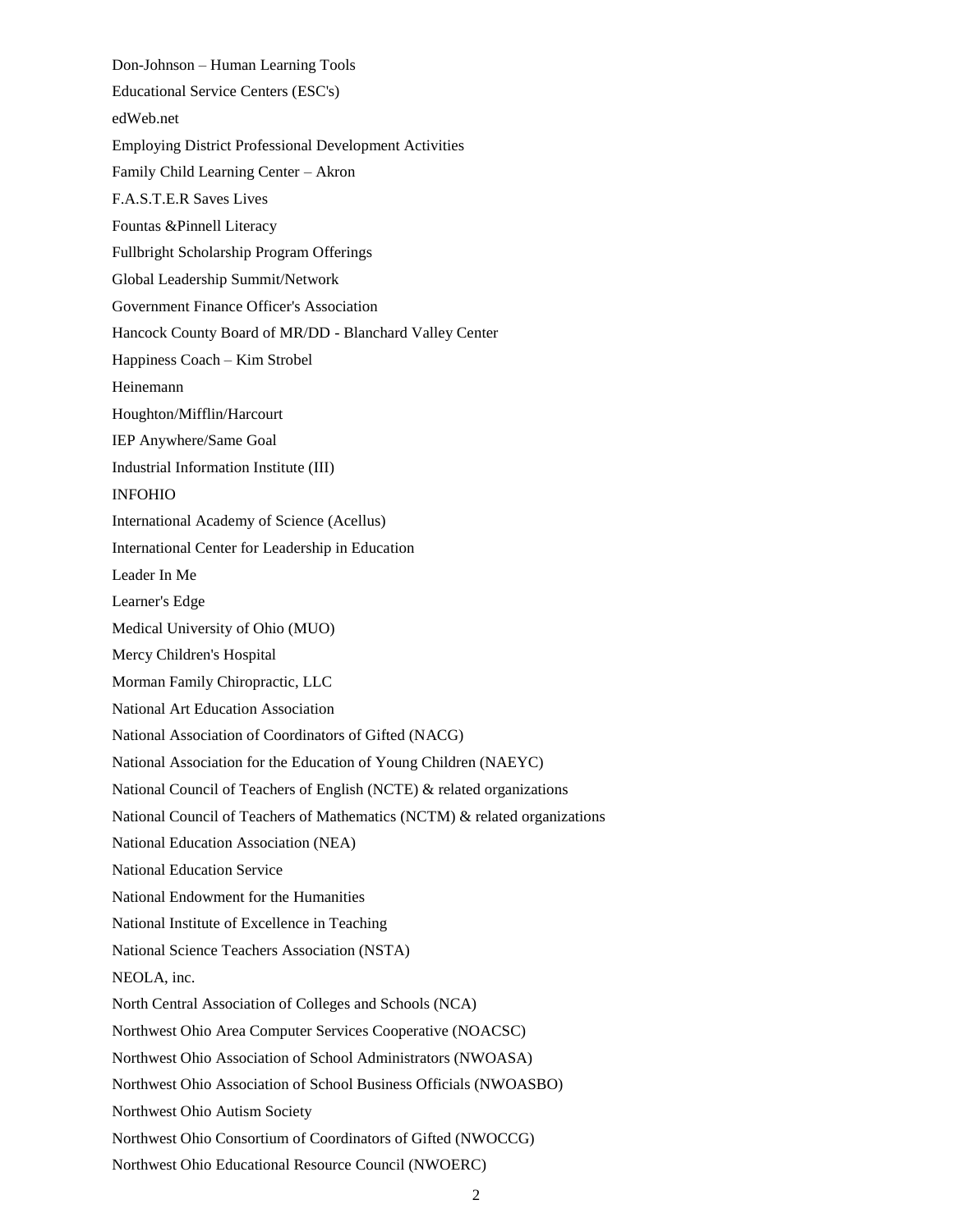Don-Johnson – Human Learning Tools

Educational Service Centers (ESC's)

edWeb.net

Employing District Professional Development Activities

Family Child Learning Center – Akron

F.A.S.T.E.R Saves Lives

Fountas &Pinnell Literacy

Fullbright Scholarship Program Offerings

Global Leadership Summit/Network

Government Finance Officer's Association

Hancock County Board of MR/DD - Blanchard Valley Center

Happiness Coach – Kim Strobel

Heinemann

Houghton/Mifflin/Harcourt

IEP Anywhere/Same Goal

Industrial Information Institute (III)

INFOHIO

International Academy of Science (Acellus)

International Center for Leadership in Education

Leader In Me

Learner's Edge

Medical University of Ohio (MUO)

Mercy Children's Hospital

Morman Family Chiropractic, LLC

National Art Education Association

National Association of Coordinators of Gifted (NACG)

National Association for the Education of Young Children (NAEYC)

National Council of Teachers of English (NCTE) & related organizations

National Council of Teachers of Mathematics (NCTM) & related organizations

National Education Association (NEA)

National Education Service

National Endowment for the Humanities

National Institute of Excellence in Teaching

National Science Teachers Association (NSTA)

NEOLA, inc.

North Central Association of Colleges and Schools (NCA)

Northwest Ohio Area Computer Services Cooperative (NOACSC)

Northwest Ohio Association of School Administrators (NWOASA)

Northwest Ohio Association of School Business Officials (NWOASBO)

Northwest Ohio Autism Society

Northwest Ohio Consortium of Coordinators of Gifted (NWOCCG)

Northwest Ohio Educational Resource Council (NWOERC)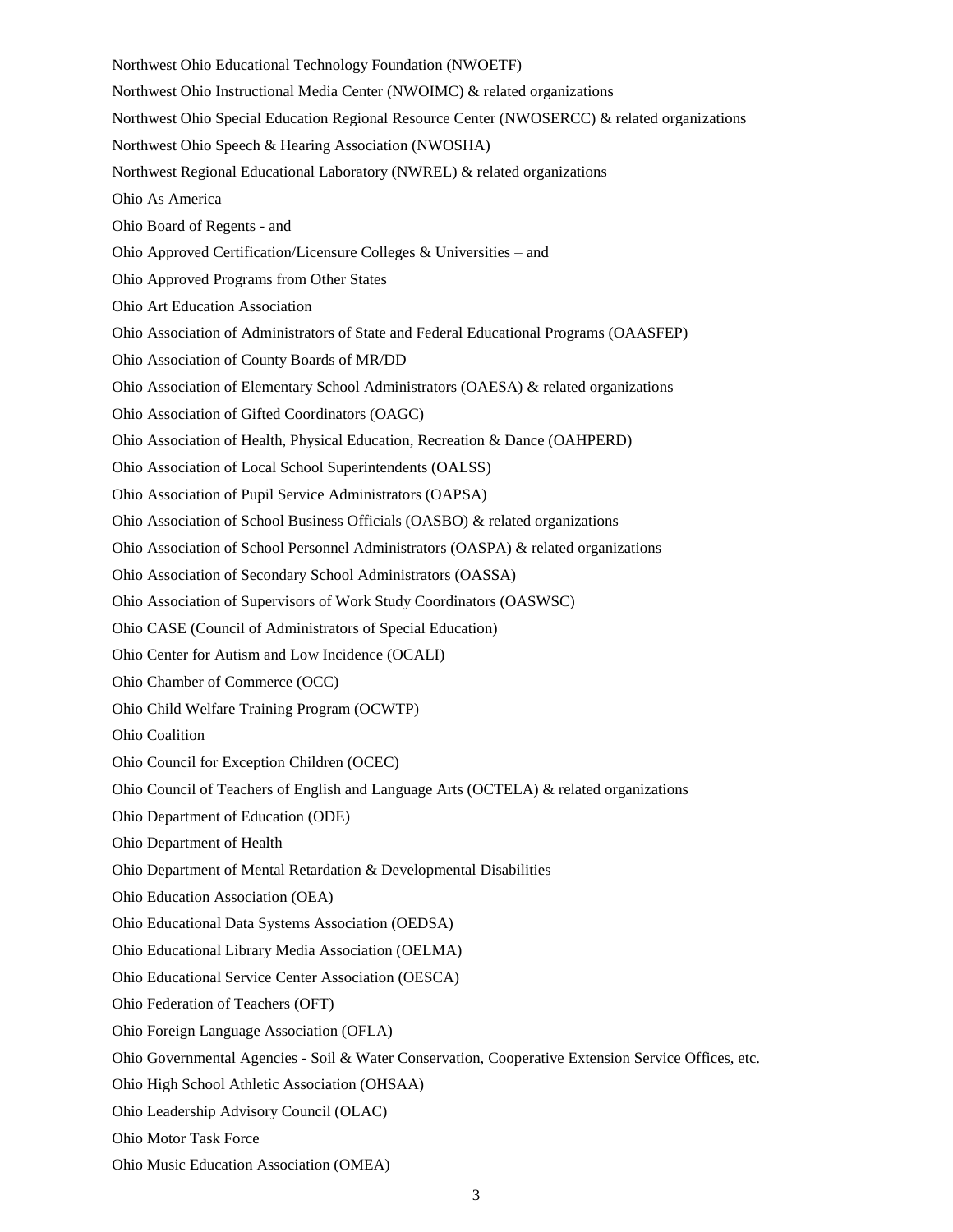Northwest Ohio Educational Technology Foundation (NWOETF)

Northwest Ohio Instructional Media Center (NWOIMC) & related organizations

Northwest Ohio Special Education Regional Resource Center (NWOSERCC) & related organizations

Northwest Ohio Speech & Hearing Association (NWOSHA)

Northwest Regional Educational Laboratory (NWREL) & related organizations

Ohio As America

Ohio Board of Regents - and

Ohio Approved Certification/Licensure Colleges & Universities – and

Ohio Approved Programs from Other States

Ohio Art Education Association

Ohio Association of Administrators of State and Federal Educational Programs (OAASFEP)

Ohio Association of County Boards of MR/DD

Ohio Association of Elementary School Administrators (OAESA) & related organizations

Ohio Association of Gifted Coordinators (OAGC)

Ohio Association of Health, Physical Education, Recreation & Dance (OAHPERD)

Ohio Association of Local School Superintendents (OALSS)

Ohio Association of Pupil Service Administrators (OAPSA)

Ohio Association of School Business Officials (OASBO) & related organizations

Ohio Association of School Personnel Administrators (OASPA) & related organizations

Ohio Association of Secondary School Administrators (OASSA)

Ohio Association of Supervisors of Work Study Coordinators (OASWSC)

Ohio CASE (Council of Administrators of Special Education)

Ohio Center for Autism and Low Incidence (OCALI)

Ohio Chamber of Commerce (OCC)

Ohio Child Welfare Training Program (OCWTP)

Ohio Coalition

Ohio Council for Exception Children (OCEC)

Ohio Council of Teachers of English and Language Arts (OCTELA) & related organizations

Ohio Department of Education (ODE)

Ohio Department of Health

Ohio Department of Mental Retardation & Developmental Disabilities

Ohio Education Association (OEA)

Ohio Educational Data Systems Association (OEDSA)

Ohio Educational Library Media Association (OELMA)

Ohio Educational Service Center Association (OESCA)

Ohio Federation of Teachers (OFT)

Ohio Foreign Language Association (OFLA)

Ohio Governmental Agencies - Soil & Water Conservation, Cooperative Extension Service Offices, etc.

Ohio High School Athletic Association (OHSAA)

Ohio Leadership Advisory Council (OLAC)

Ohio Motor Task Force

Ohio Music Education Association (OMEA)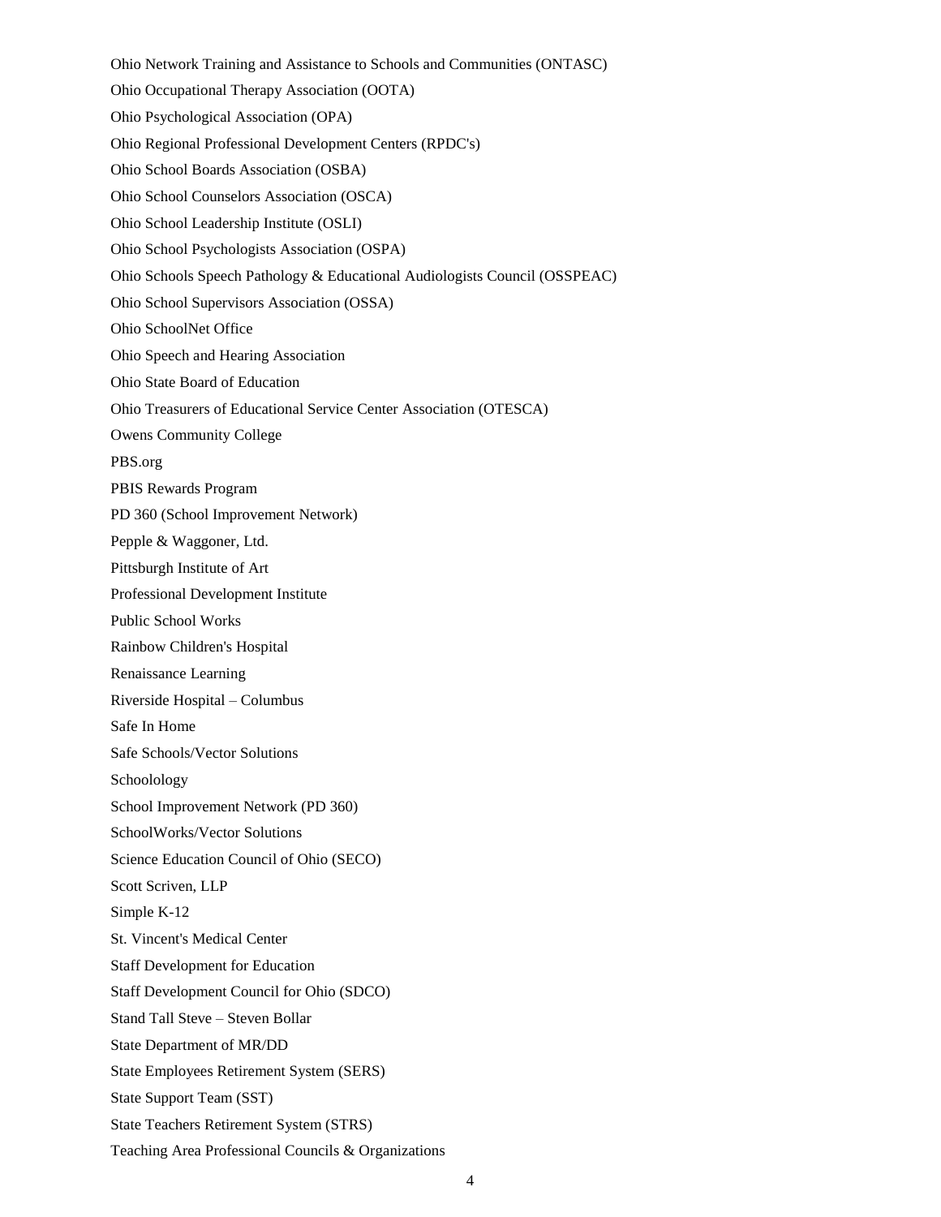Ohio Network Training and Assistance to Schools and Communities (ONTASC)

Ohio Occupational Therapy Association (OOTA)

Ohio Psychological Association (OPA)

Ohio Regional Professional Development Centers (RPDC's)

Ohio School Boards Association (OSBA)

Ohio School Counselors Association (OSCA)

Ohio School Leadership Institute (OSLI)

Ohio School Psychologists Association (OSPA)

Ohio Schools Speech Pathology & Educational Audiologists Council (OSSPEAC)

Ohio School Supervisors Association (OSSA)

Ohio SchoolNet Office

Ohio Speech and Hearing Association

Ohio State Board of Education

Ohio Treasurers of Educational Service Center Association (OTESCA)

Owens Community College

PBS.org

PBIS Rewards Program

PD 360 (School Improvement Network)

Pepple & Waggoner, Ltd.

Pittsburgh Institute of Art

Professional Development Institute

Public School Works

Rainbow Children's Hospital

Renaissance Learning

Riverside Hospital – Columbus

Safe In Home

Safe Schools/Vector Solutions

Schoolology

School Improvement Network (PD 360)

SchoolWorks/Vector Solutions

Science Education Council of Ohio (SECO)

Scott Scriven, LLP

Simple K-12

St. Vincent's Medical Center

Staff Development for Education

Staff Development Council for Ohio (SDCO)

Stand Tall Steve – Steven Bollar

State Department of MR/DD

State Employees Retirement System (SERS)

State Support Team (SST)

State Teachers Retirement System (STRS)

Teaching Area Professional Councils & Organizations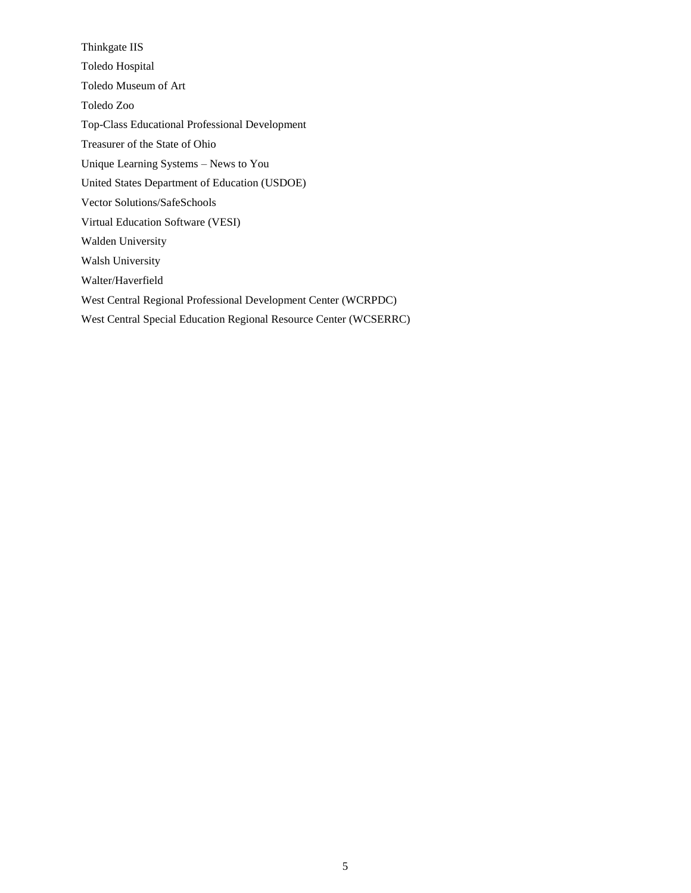Thinkgate IIS

Toledo Hospital

Toledo Museum of Art

Toledo Zoo

Top-Class Educational Professional Development

Treasurer of the State of Ohio

Unique Learning Systems – News to You

United States Department of Education (USDOE)

Vector Solutions/SafeSchools

Virtual Education Software (VESI)

Walden University

Walsh University

Walter/Haverfield

West Central Regional Professional Development Center (WCRPDC)

West Central Special Education Regional Resource Center (WCSERRC)